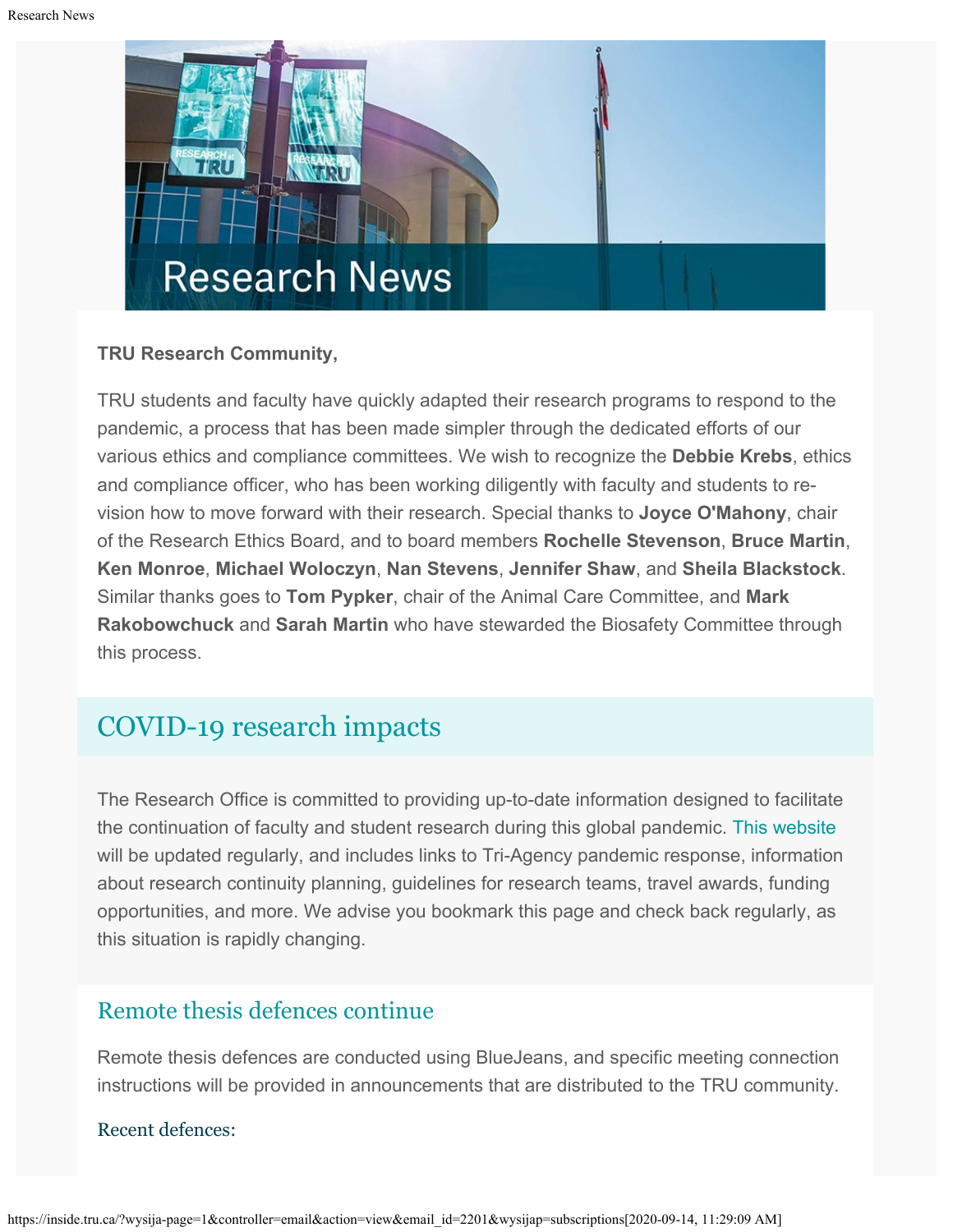# Research News

**TRU Research Community,**

TRU students and faculty have quickly adapted their research programs to respond to the pandemic, a process that has been made simpler through the dedicated efforts of our various ethics and compliance committees. We wish to recognize the **Debbie Krebs**, ethics and compliance officer, who has been working diligently with faculty and students to re-vision how to move forward with their research. Special thanks to **Joyce O'Mahony**, chair of the Research Ethics Board, and to board members **Rochelle Stevenson**, **Bruce Martin**, **Ken Monroe**, **Michael Woloczyn**, **Nan Stevens**, **Jennifer Shaw**, and **Sheila Blackstock**. Similar thanks goes to **Tom Pypker**, chair of the Animal Care Committee, and **Mark Rakobowchuck** and **Sarah Martin** who have stewarded the Biosafety Committee through this process.

## COVID-19 research impacts

The Research Office is committed to providing up-to-date information designed to facilitate the continuation of faculty and student research during this global pandemic. This website will be updated regularly, and includes links to Tri-Agency pandemic response, information about research continuity planning, guidelines for research teams, travel awards, funding opportunities, and more. We advise you bookmark this page and check back regularly, as this situation is rapidly changing.

### Remote thesis defences continue

Remote thesis defences are conducted using BlueJeans, and specific meeting connection instructions will be provided in announcements that are distributed to the TRU community.

#### Recent defences: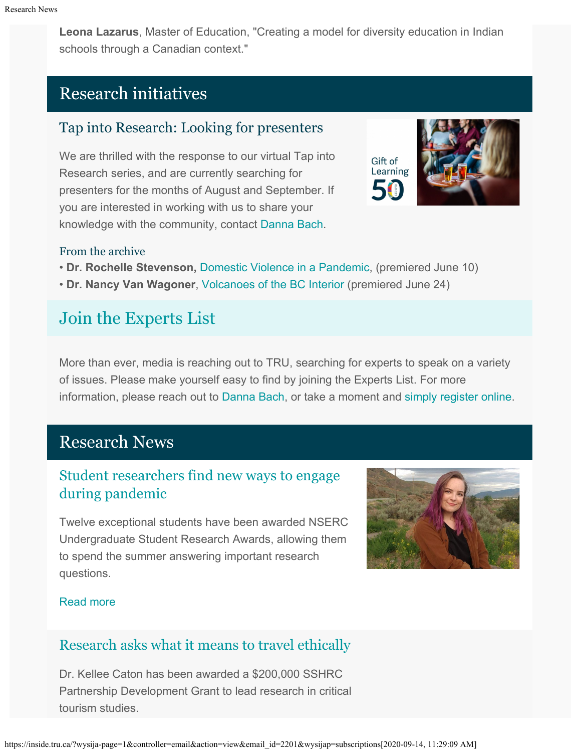**Leona Lazarus**, Master of Education, "Creating a model for diversity education in Indian schools through a Canadian context."

## Research initiatives

### Tap into Research: Looking for presenters

We are thrilled with the response to our virtual Tap into Research series, and are currently searching for presenters for the months of August and September. If you are interested in working with us to share your knowledge with the community, contact Danna Bach.

#### From the archive

- **Dr. Rochelle Stevenson,** Domestic Violence in a Pandemic, (premiered June 10)
- **Dr. Nancy Van Wagoner**, Volcanoes of the BC Interior (premiered June 24)

## Join the Experts List

More than ever, media is reaching out to TRU, searching for experts to speak on a variety of issues. Please make yourself easy to find by joining the Experts List. For more information, please reach out to Danna Bach, or take a moment and simply register online.

## Research News

### Student researchers find new ways to engage during pandemic

Twelve exceptional students have been awarded NSERC Undergraduate Student Research Awards, allowing them to spend the summer answering important research questions.

Read more

### Research asks what it means to travel ethically

Dr. Kellee Caton has been awarded a $200,000 SSHRC Partnership Development Grant to lead research in critical tourism studies.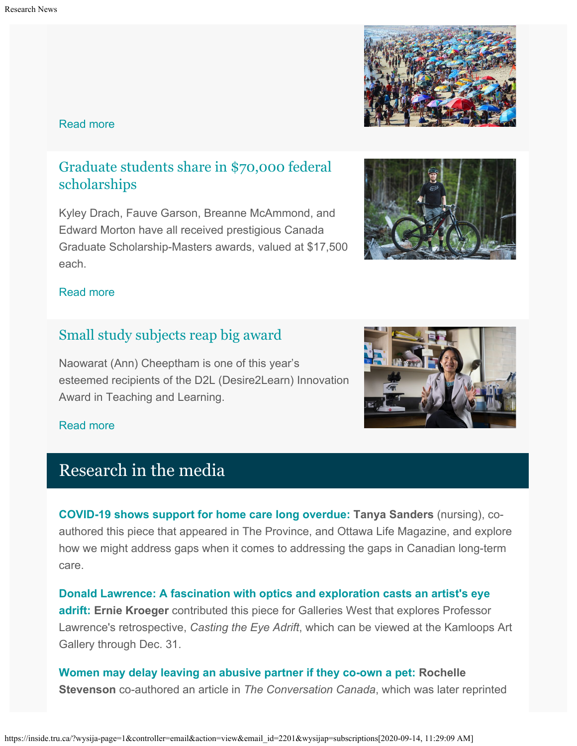Read more

## Graduate students share in $70,000 federal scholarships

Kyley Drach, Fauve Garson, Breanne McAmmond, and Edward Morton have all received prestigious Canada Graduate Scholarship-Masters awards, valued at $17,500 each.

Read more

## Small study subjects reap big award

Naowarat (Ann) Cheeptham is one of this year's esteemed recipients of the D2L (Desire2Learn) Innovation Award in Teaching and Learning.

Read more

# Research in the media

**COVID-19 shows support for home care long overdue:** **Tanya Sanders** (nursing), co-authored this piece that appeared in The Province, and Ottawa Life Magazine, and explore how we might address gaps when it comes to addressing the gaps in Canadian long-term care.

**Donald Lawrence: A fascination with optics and exploration casts an artist's eye adrift:** **Ernie Kroeger** contributed this piece for Galleries West that explores Professor Lawrence's retrospective, *Casting the Eye Adrift*, which can be viewed at the Kamloops Art Gallery through Dec. 31.

**Women may delay leaving an abusive partner if they co-own a pet:** **Rochelle Stevenson** co-authored an article in *The Conversation Canada*, which was later reprinted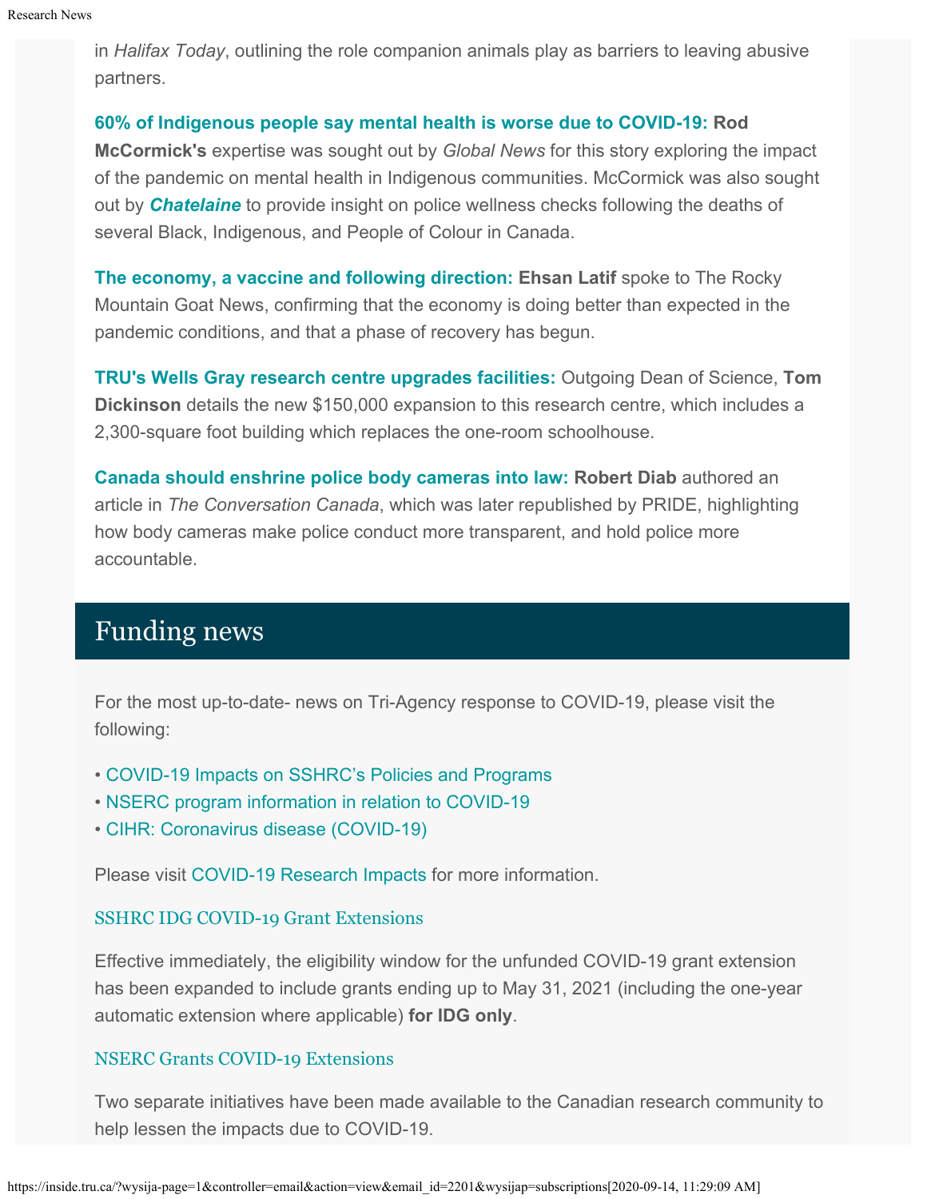in *Halifax Today*, outlining the role companion animals play as barriers to leaving abusive partners.

**60% of Indigenous people say mental health is worse due to COVID-19:** **Rod McCormick's** expertise was sought out by *Global News* for this story exploring the impact of the pandemic on mental health in Indigenous communities. McCormick was also sought out by ***Chatelaine*** to provide insight on police wellness checks following the deaths of several Black, Indigenous, and People of Colour in Canada.

**The economy, a vaccine and following direction:** **Ehsan Latif** spoke to The Rocky Mountain Goat News, confirming that the economy is doing better than expected in the pandemic conditions, and that a phase of recovery has begun.

**TRU's Wells Gray research centre upgrades facilities:** Outgoing Dean of Science, **Tom Dickinson** details the new $150,000 expansion to this research centre, which includes a 2,300-square foot building which replaces the one-room schoolhouse.

**Canada should enshrine police body cameras into law:** **Robert Diab** authored an article in *The Conversation Canada*, which was later republished by PRIDE, highlighting how body cameras make police conduct more transparent, and hold police more accountable.

## Funding news

For the most up-to-date- news on Tri-Agency response to COVID-19, please visit the following:

- COVID-19 Impacts on SSHRC's Policies and Programs
- NSERC program information in relation to COVID-19
- CIHR: Coronavirus disease (COVID-19)

Please visit COVID-19 Research Impacts for more information.

### SSHRC IDG COVID-19 Grant Extensions

Effective immediately, the eligibility window for the unfunded COVID-19 grant extension has been expanded to include grants ending up to May 31, 2021 (including the one-year automatic extension where applicable) **for IDG only**.

### NSERC Grants COVID-19 Extensions

Two separate initiatives have been made available to the Canadian research community to help lessen the impacts due to COVID-19.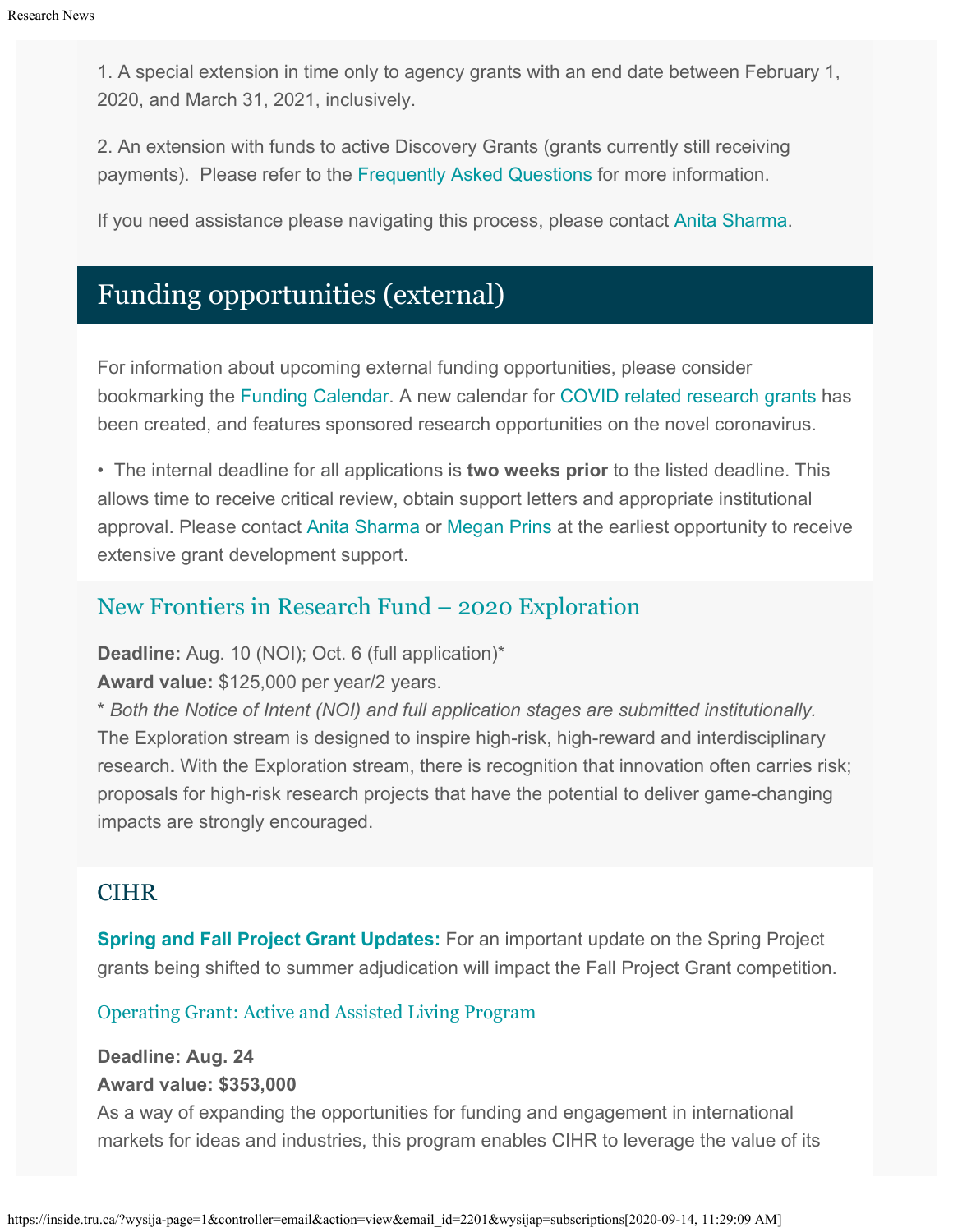1. A special extension in time only to agency grants with an end date between February 1, 2020, and March 31, 2021, inclusively.

2. An extension with funds to active Discovery Grants (grants currently still receiving payments). Please refer to the Frequently Asked Questions for more information.

If you need assistance please navigating this process, please contact Anita Sharma.

## Funding opportunities (external)

For information about upcoming external funding opportunities, please consider bookmarking the Funding Calendar. A new calendar for COVID related research grants has been created, and features sponsored research opportunities on the novel coronavirus.

- The internal deadline for all applications is **two weeks prior** to the listed deadline. This allows time to receive critical review, obtain support letters and appropriate institutional approval. Please contact Anita Sharma or Megan Prins at the earliest opportunity to receive extensive grant development support.

### New Frontiers in Research Fund – 2020 Exploration

**Deadline:** Aug. 10 (NOI); Oct. 6 (full application)*
**Award value:** $125,000 per year/2 years.
* *Both the Notice of Intent (NOI) and full application stages are submitted institutionally.*
The Exploration stream is designed to inspire high-risk, high-reward and interdisciplinary research. With the Exploration stream, there is recognition that innovation often carries risk; proposals for high-risk research projects that have the potential to deliver game-changing impacts are strongly encouraged.

### CIHR

**Spring and Fall Project Grant Updates:** For an important update on the Spring Project grants being shifted to summer adjudication will impact the Fall Project Grant competition.

#### Operating Grant: Active and Assisted Living Program

**Deadline: Aug. 24**
**Award value: $353,000**
As a way of expanding the opportunities for funding and engagement in international markets for ideas and industries, this program enables CIHR to leverage the value of its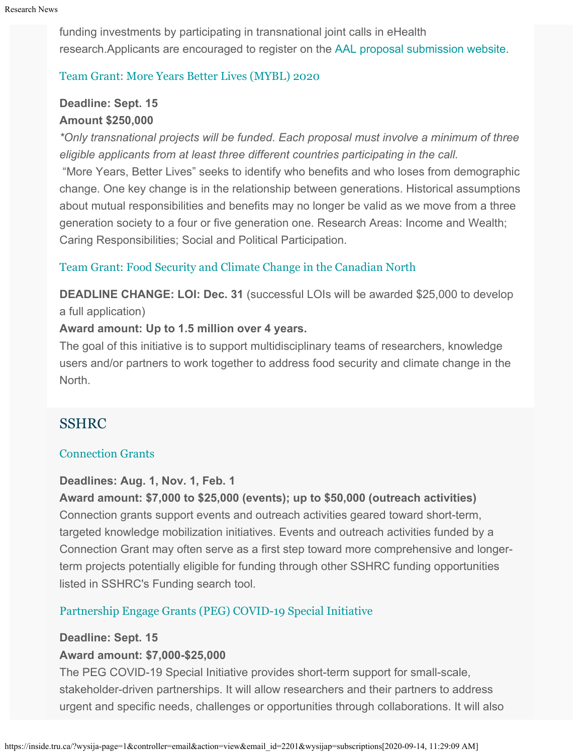funding investments by participating in transnational joint calls in eHealth research.Applicants are encouraged to register on the AAL proposal submission website.

### Team Grant: More Years Better Lives (MYBL) 2020

**Deadline: Sept. 15**
**Amount $250,000**
*\*Only transnational projects will be funded. Each proposal must involve a minimum of three eligible applicants from at least three different countries participating in the call.*
"More Years, Better Lives" seeks to identify who benefits and who loses from demographic change. One key change is in the relationship between generations. Historical assumptions about mutual responsibilities and benefits may no longer be valid as we move from a three generation society to a four or five generation one. Research Areas: Income and Wealth; Caring Responsibilities; Social and Political Participation.

### Team Grant: Food Security and Climate Change in the Canadian North

**DEADLINE CHANGE: LOI: Dec. 31** (successful LOIs will be awarded $25,000 to develop a full application)
**Award amount: Up to 1.5 million over 4 years.**
The goal of this initiative is to support multidisciplinary teams of researchers, knowledge users and/or partners to work together to address food security and climate change in the North.

## SSHRC

### Connection Grants

**Deadlines: Aug. 1, Nov. 1, Feb. 1**
**Award amount: $7,000 to $25,000 (events); up to $50,000 (outreach activities)**
Connection grants support events and outreach activities geared toward short-term, targeted knowledge mobilization initiatives. Events and outreach activities funded by a Connection Grant may often serve as a first step toward more comprehensive and longer-term projects potentially eligible for funding through other SSHRC funding opportunities listed in SSHRC's Funding search tool.

### Partnership Engage Grants (PEG) COVID-19 Special Initiative

**Deadline: Sept. 15**
**Award amount: $7,000-$25,000**
The PEG COVID-19 Special Initiative provides short-term support for small-scale, stakeholder-driven partnerships. It will allow researchers and their partners to address urgent and specific needs, challenges or opportunities through collaborations. It will also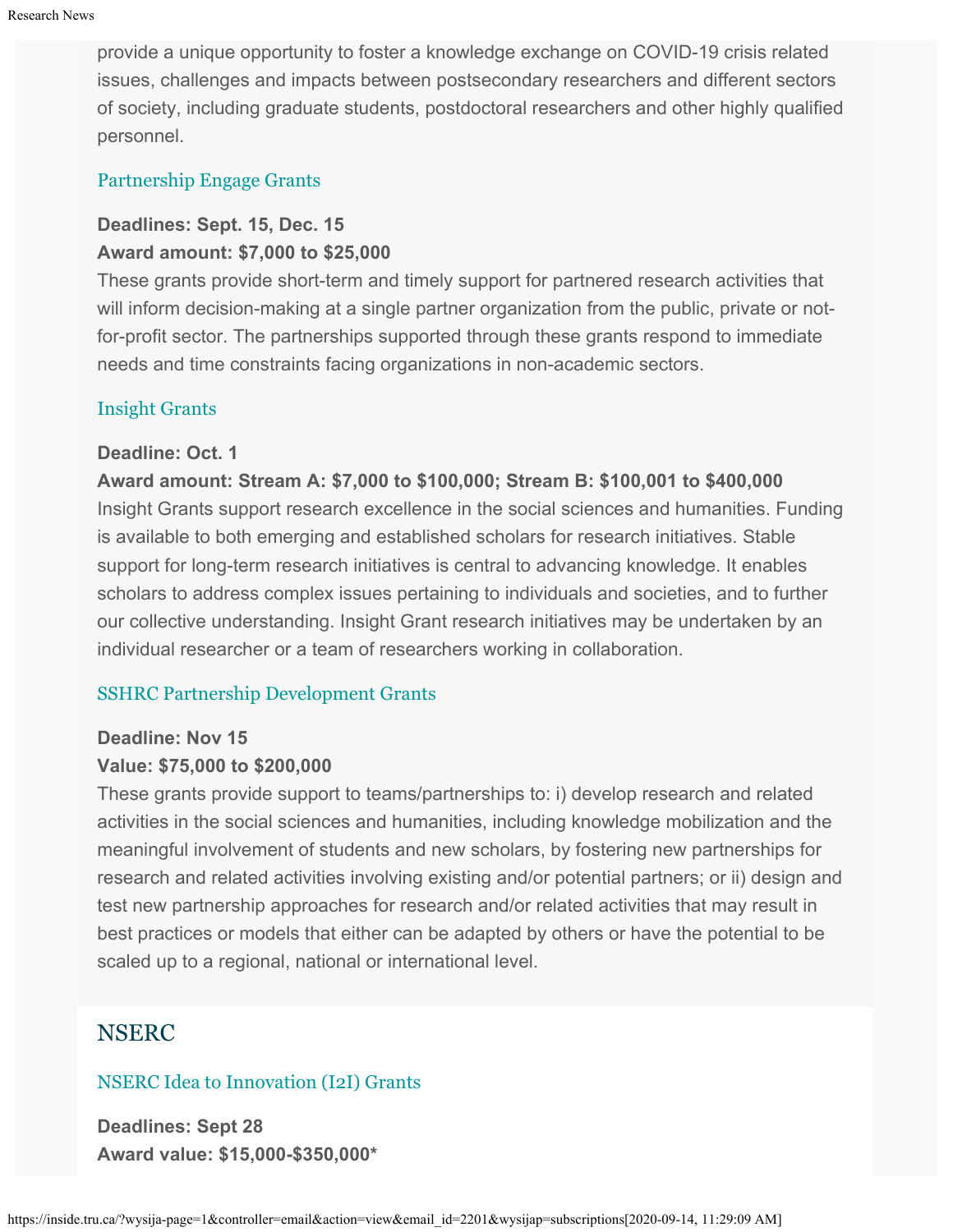provide a unique opportunity to foster a knowledge exchange on COVID-19 crisis related issues, challenges and impacts between postsecondary researchers and different sectors of society, including graduate students, postdoctoral researchers and other highly qualified personnel.

### Partnership Engage Grants

**Deadlines: Sept. 15, Dec. 15**
**Award amount: $7,000 to $25,000**
These grants provide short-term and timely support for partnered research activities that will inform decision-making at a single partner organization from the public, private or not-for-profit sector. The partnerships supported through these grants respond to immediate needs and time constraints facing organizations in non-academic sectors.

### Insight Grants

**Deadline: Oct. 1**
**Award amount: Stream A: $7,000 to $100,000; Stream B: $100,001 to $400,000**
Insight Grants support research excellence in the social sciences and humanities. Funding is available to both emerging and established scholars for research initiatives. Stable support for long-term research initiatives is central to advancing knowledge. It enables scholars to address complex issues pertaining to individuals and societies, and to further our collective understanding. Insight Grant research initiatives may be undertaken by an individual researcher or a team of researchers working in collaboration.

### SSHRC Partnership Development Grants

**Deadline: Nov 15**
**Value: $75,000 to $200,000**
These grants provide support to teams/partnerships to: i) develop research and related activities in the social sciences and humanities, including knowledge mobilization and the meaningful involvement of students and new scholars, by fostering new partnerships for research and related activities involving existing and/or potential partners; or ii) design and test new partnership approaches for research and/or related activities that may result in best practices or models that either can be adapted by others or have the potential to be scaled up to a regional, national or international level.

## NSERC

### NSERC Idea to Innovation (I2I) Grants

**Deadlines: Sept 28**
**Award value: $15,000-$350,000***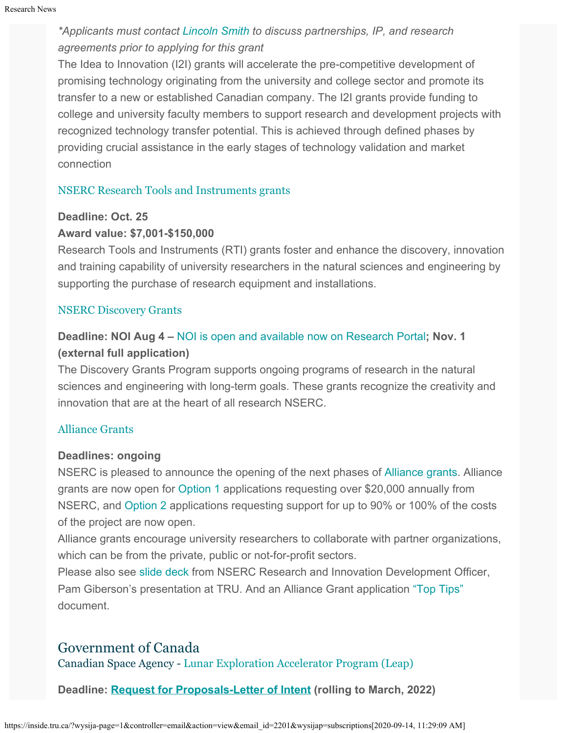*\*Applicants must contact Lincoln Smith to discuss partnerships, IP, and research agreements prior to applying for this grant*

The Idea to Innovation (I2I) grants will accelerate the pre-competitive development of promising technology originating from the university and college sector and promote its transfer to a new or established Canadian company. The I2I grants provide funding to college and university faculty members to support research and development projects with recognized technology transfer potential. This is achieved through defined phases by providing crucial assistance in the early stages of technology validation and market connection

### NSERC Research Tools and Instruments grants

**Deadline: Oct. 25**
**Award value: $7,001-$150,000**

Research Tools and Instruments (RTI) grants foster and enhance the discovery, innovation and training capability of university researchers in the natural sciences and engineering by supporting the purchase of research equipment and installations.

### NSERC Discovery Grants

**Deadline: NOI Aug 4 –** NOI is open and available now on Research Portal**; Nov. 1 (external full application)**

The Discovery Grants Program supports ongoing programs of research in the natural sciences and engineering with long-term goals. These grants recognize the creativity and innovation that are at the heart of all research NSERC.

### Alliance Grants

**Deadlines: ongoing**

NSERC is pleased to announce the opening of the next phases of Alliance grants. Alliance grants are now open for Option 1 applications requesting over $20,000 annually from NSERC, and Option 2 applications requesting support for up to 90% or 100% of the costs of the project are now open.

Alliance grants encourage university researchers to collaborate with partner organizations, which can be from the private, public or not-for-profit sectors.

Please also see slide deck from NSERC Research and Innovation Development Officer, Pam Giberson's presentation at TRU. And an Alliance Grant application "Top Tips" document.

## Government of Canada

Canadian Space Agency - Lunar Exploration Accelerator Program (Leap)

**Deadline: Request for Proposals-Letter of Intent (rolling to March, 2022)**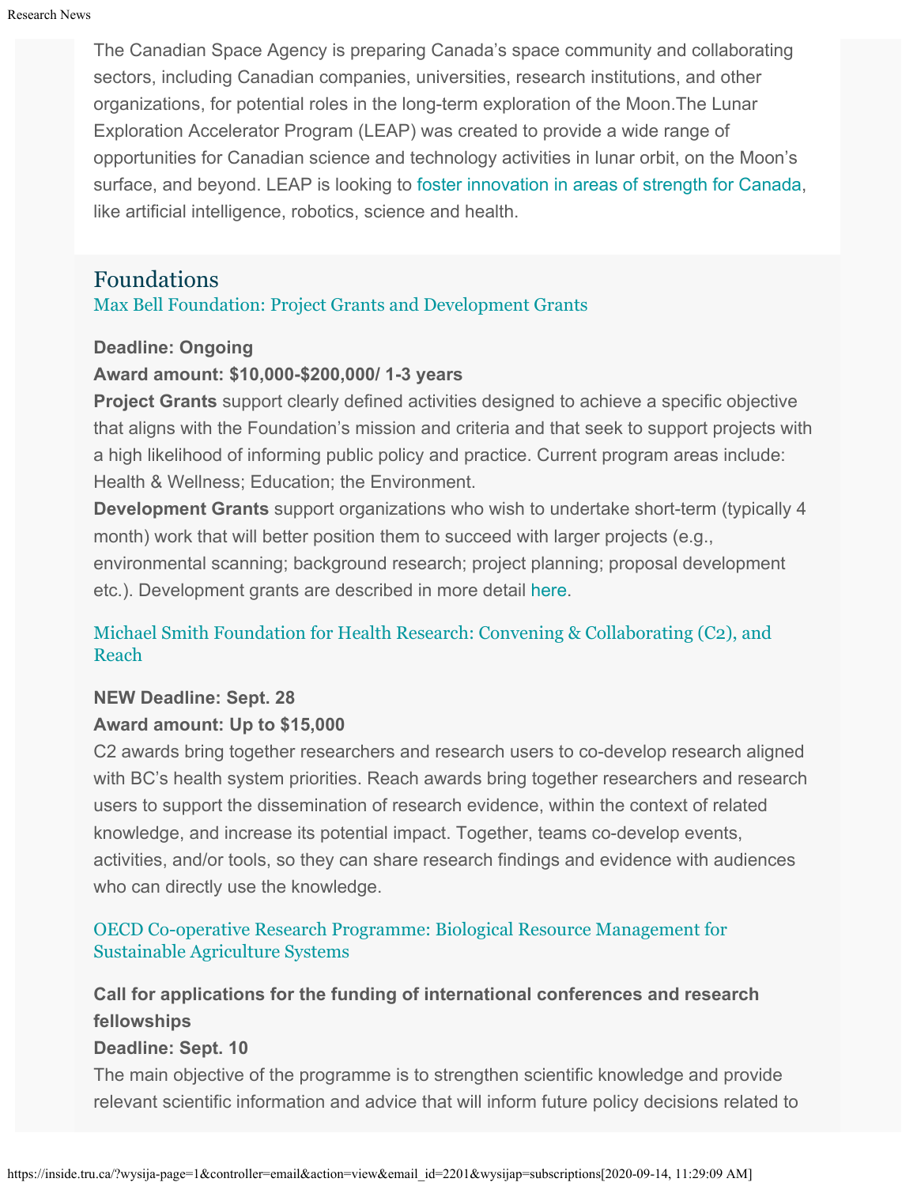The Canadian Space Agency is preparing Canada's space community and collaborating sectors, including Canadian companies, universities, research institutions, and other organizations, for potential roles in the long-term exploration of the Moon.The Lunar Exploration Accelerator Program (LEAP) was created to provide a wide range of opportunities for Canadian science and technology activities in lunar orbit, on the Moon's surface, and beyond. LEAP is looking to foster innovation in areas of strength for Canada, like artificial intelligence, robotics, science and health.

## Foundations

### Max Bell Foundation: Project Grants and Development Grants

**Deadline: Ongoing**
**Award amount: $10,000-$200,000/ 1-3 years**
**Project Grants** support clearly defined activities designed to achieve a specific objective that aligns with the Foundation's mission and criteria and that seek to support projects with a high likelihood of informing public policy and practice. Current program areas include: Health & Wellness; Education; the Environment.
**Development Grants** support organizations who wish to undertake short-term (typically 4 month) work that will better position them to succeed with larger projects (e.g., environmental scanning; background research; project planning; proposal development etc.). Development grants are described in more detail here.

### Michael Smith Foundation for Health Research: Convening & Collaborating (C2), and Reach

**NEW Deadline: Sept. 28**
**Award amount: Up to $15,000**
C2 awards bring together researchers and research users to co-develop research aligned with BC's health system priorities. Reach awards bring together researchers and research users to support the dissemination of research evidence, within the context of related knowledge, and increase its potential impact. Together, teams co-develop events, activities, and/or tools, so they can share research findings and evidence with audiences who can directly use the knowledge.

### OECD Co-operative Research Programme: Biological Resource Management for Sustainable Agriculture Systems

**Call for applications for the funding of international conferences and research fellowships**
**Deadline: Sept. 10**
The main objective of the programme is to strengthen scientific knowledge and provide relevant scientific information and advice that will inform future policy decisions related to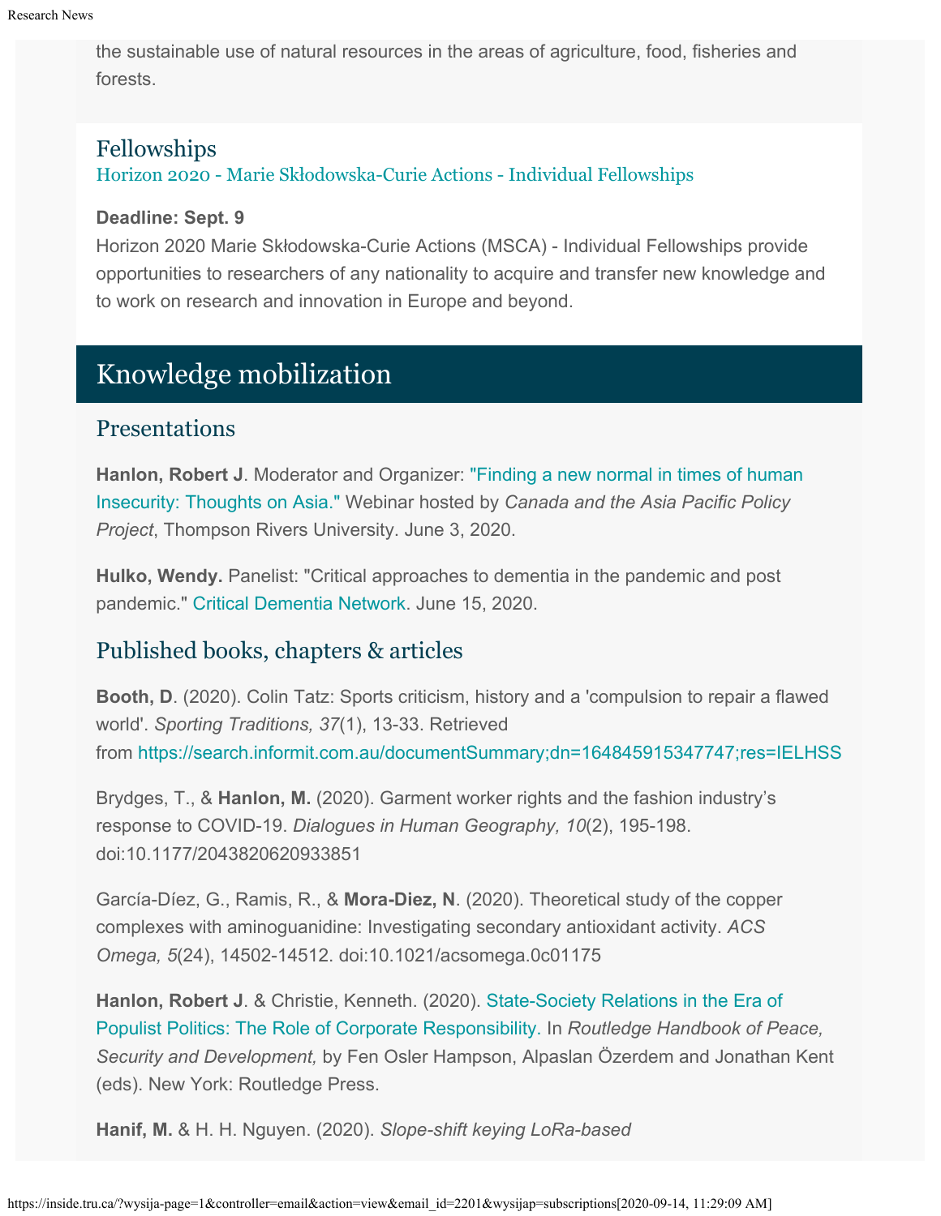the sustainable use of natural resources in the areas of agriculture, food, fisheries and forests.

### Fellowships

Horizon 2020 - Marie Skłodowska-Curie Actions - Individual Fellowships

**Deadline: Sept. 9**

Horizon 2020 Marie Skłodowska-Curie Actions (MSCA) - Individual Fellowships provide opportunities to researchers of any nationality to acquire and transfer new knowledge and to work on research and innovation in Europe and beyond.

## Knowledge mobilization

### Presentations

**Hanlon, Robert J**. Moderator and Organizer: "Finding a new normal in times of human Insecurity: Thoughts on Asia." Webinar hosted by *Canada and the Asia Pacific Policy Project*, Thompson Rivers University. June 3, 2020.

**Hulko, Wendy.** Panelist: "Critical approaches to dementia in the pandemic and post pandemic." Critical Dementia Network. June 15, 2020.

### Published books, chapters & articles

**Booth, D**. (2020). Colin Tatz: Sports criticism, history and a 'compulsion to repair a flawed world'. *Sporting Traditions, 37*(1), 13-33. Retrieved from https://search.informit.com.au/documentSummary;dn=164845915347747;res=IELHSS

Brydges, T., & **Hanlon, M.** (2020). Garment worker rights and the fashion industry's response to COVID-19. *Dialogues in Human Geography, 10*(2), 195-198. doi:10.1177/2043820620933851

García-Díez, G., Ramis, R., & **Mora-Diez, N**. (2020). Theoretical study of the copper complexes with aminoguanidine: Investigating secondary antioxidant activity. *ACS Omega, 5*(24), 14502-14512. doi:10.1021/acsomega.0c01175

**Hanlon, Robert J**. & Christie, Kenneth. (2020). State-Society Relations in the Era of Populist Politics: The Role of Corporate Responsibility. In *Routledge Handbook of Peace, Security and Development,* by Fen Osler Hampson, Alpaslan Özerdem and Jonathan Kent (eds). New York: Routledge Press.

**Hanif, M.** & H. H. Nguyen. (2020). *Slope-shift keying LoRa-based*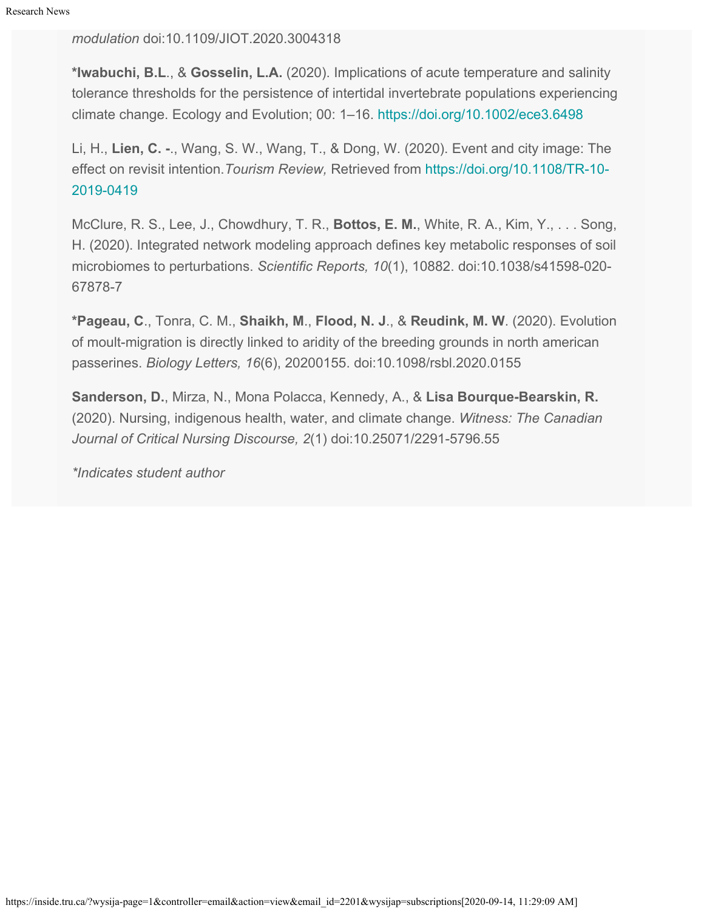*modulation* doi:10.1109/JIOT.2020.3004318

***Iwabuchi, B.L**., & **Gosselin, L.A.** (2020). Implications of acute temperature and salinity tolerance thresholds for the persistence of intertidal invertebrate populations experiencing climate change. Ecology and Evolution; 00: 1–16. https://doi.org/10.1002/ece3.6498

Li, H., **Lien, C. -**., Wang, S. W., Wang, T., & Dong, W. (2020). Event and city image: The effect on revisit intention.*Tourism Review,* Retrieved from https://doi.org/10.1108/TR-10-2019-0419

McClure, R. S., Lee, J., Chowdhury, T. R., **Bottos, E. M.**, White, R. A., Kim, Y., . . . Song, H. (2020). Integrated network modeling approach defines key metabolic responses of soil microbiomes to perturbations. *Scientific Reports, 10*(1), 10882. doi:10.1038/s41598-020-67878-7

***Pageau, C**., Tonra, C. M., **Shaikh, M**., **Flood, N. J**., & **Reudink, M. W**. (2020). Evolution of moult-migration is directly linked to aridity of the breeding grounds in north american passerines. *Biology Letters, 16*(6), 20200155. doi:10.1098/rsbl.2020.0155

**Sanderson, D.**, Mirza, N., Mona Polacca, Kennedy, A., & **Lisa Bourque-Bearskin, R.** (2020). Nursing, indigenous health, water, and climate change. *Witness: The Canadian Journal of Critical Nursing Discourse, 2*(1) doi:10.25071/2291-5796.55

**Indicates student author*